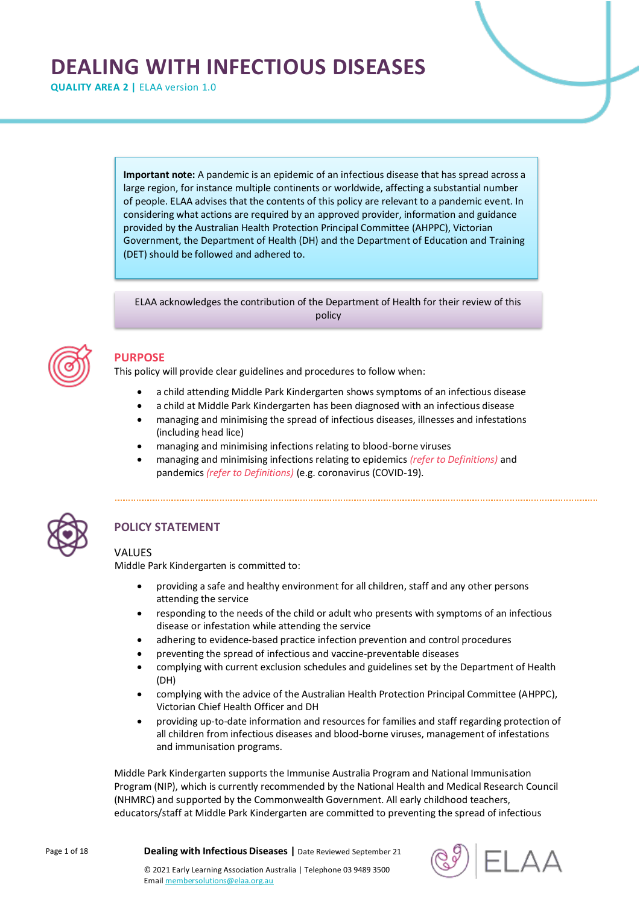# DEALING WITH INFECTIOUS DISEASES

**QUALITY AREA 2 |** ELAA version 1.0

**Important note:** A pandemic is an epidemic of an infectious disease that has spread across a large region, for instance multiple continents or worldwide, affecting a substantial number of people. ELAA advises that the contents of this policy are relevant to a pandemic event. In considering what actions are required by an approved provider, information and guidance provided by the Australian Health Protection Principal Committee (AHPPC), Victorian Government, the Department of Health (DH) and the Department of Education and Training (DET) should be followed and adhered to.

ELAA acknowledges the contribution of the Department of Health for their review of this policy

## PURPOSE

This policy will provide clear guidelines and procedures to follow when:

- a child attending Middle Park Kindergarten shows symptoms of an infectious disease
- a child at Middle Park Kindergarten has been diagnosed with an infectious disease
- managing and minimising the spread of infectious diseases, illnesses and infestations (including head lice)
- managing and minimising infections relating to blood-borne viruses
- managing and minimising infections relating to epidemics *(refer to Definitions)* and pandemics *(refer to Definitions)* (e.g. coronavirus (COVID-19).

## POLICY STATEMENT

### VALUES

Middle Park Kindergarten is committed to:

- providing a safe and healthy environment for all children, staff and any other persons attending the service
- responding to the needs of the child or adult who presents with symptoms of an infectious disease or infestation while attending the service
- adhering to evidence-based practice infection prevention and control procedures
- preventing the spread of infectious and vaccine-preventable diseases
- complying with current exclusion schedules and guidelines set by the Department of Health (DH)
- complying with the advice of the Australian Health Protection Principal Committee (AHPPC), Victorian Chief Health Officer and DH
- providing up-to-date information and resources for families and staff regarding protection of all children from infectious diseases and blood-borne viruses, management of infestations and immunisation programs.

Middle Park Kindergarten supports the Immunise Australia Program and National Immunisation Program (NIP), which is currently recommended by the National Health and Medical Research Council (NHMRC) and supported by the Commonwealth Government. All early childhood teachers, educators/staff at Middle Park Kindergarten are committed to preventing the spread of infectious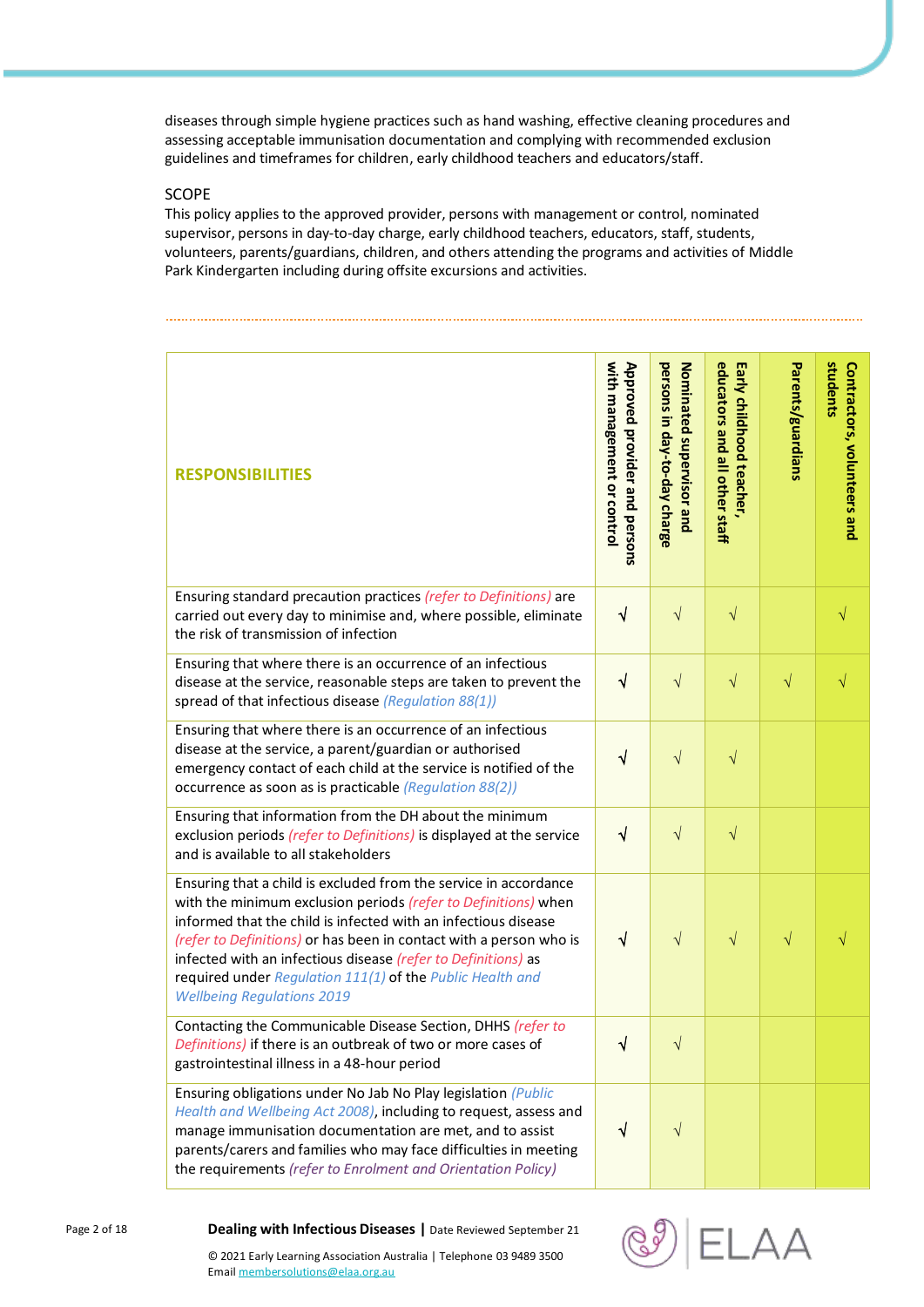diseases through simple hygiene practices such as hand washing, effective cleaning procedures and assessing acceptable immunisation documentation and complying with recommended exclusion guidelines and timeframes for children, early childhood teachers and educators/staff.

## SCOPE

This policy applies to the approved provider, persons with management or control, nominated supervisor, persons in day-to-day charge, early childhood teachers, educators, staff, students, volunteers, parents/guardians, children, and others attending the programs and activities of Middle Park Kindergarten including during offsite excursions and activities.

| RESPONSIBILITIES | Approved provider and persons with management or control | Nominated supervisor and persons in day-to-day charge | Early childhood teacher, educators and all other staff | Parents/guardians | Contractors, volunteers and students |
|---|---|---|---|---|---|
| Ensuring standard precaution practices *(refer to Definitions)* are carried out every day to minimise and, where possible, eliminate the risk of transmission of infection | √ | √ | √ | | √ |
| Ensuring that where there is an occurrence of an infectious disease at the service, reasonable steps are taken to prevent the spread of that infectious disease *(Regulation 88(1))* | √ | √ | √ | √ | √ |
| Ensuring that where there is an occurrence of an infectious disease at the service, a parent/guardian or authorised emergency contact of each child at the service is notified of the occurrence as soon as is practicable *(Regulation 88(2))* | √ | √ | √ | | |
| Ensuring that information from the DH about the minimum exclusion periods *(refer to Definitions)* is displayed at the service and is available to all stakeholders | √ | √ | √ | | |
| Ensuring that a child is excluded from the service in accordance with the minimum exclusion periods *(refer to Definitions)* when informed that the child is infected with an infectious disease *(refer to Definitions)* or has been in contact with a person who is infected with an infectious disease *(refer to Definitions)* as required under *Regulation 111(1)* of the *Public Health and Wellbeing Regulations 2019* | √ | √ | √ | √ | √ |
| Contacting the Communicable Disease Section, DHHS *(refer to Definitions)* if there is an outbreak of two or more cases of gastrointestinal illness in a 48-hour period | √ | √ | | | |
| Ensuring obligations under No Jab No Play legislation *(Public Health and Wellbeing Act 2008)*, including to request, assess and manage immunisation documentation are met, and to assist parents/carers and families who may face difficulties in meeting the requirements *(refer to Enrolment and Orientation Policy)* | √ | √ | | | |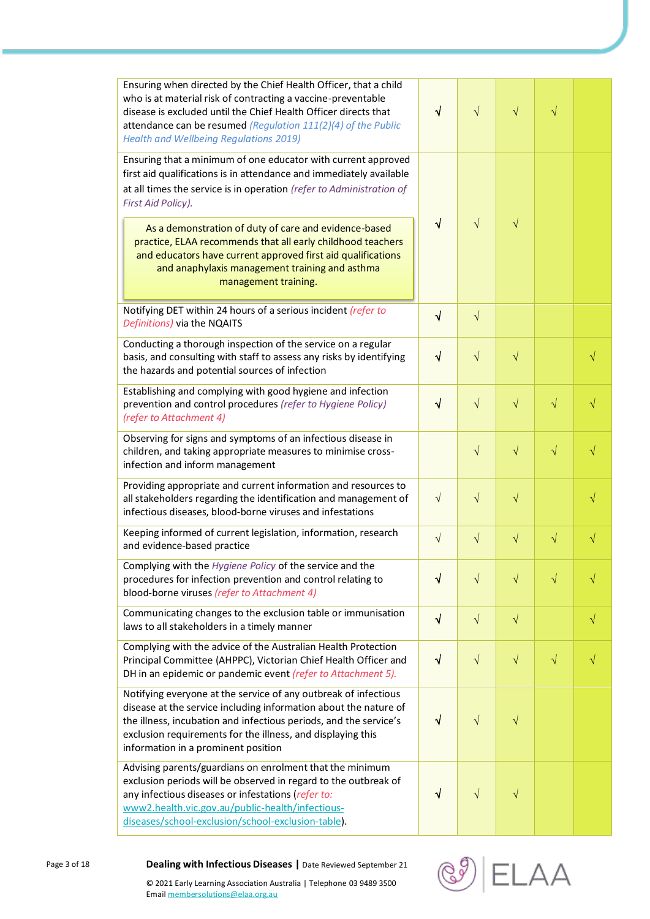| | | | | | |
|---|---|---|---|---|---|
| Ensuring when directed by the Chief Health Officer, that a child who is at material risk of contracting a vaccine-preventable disease is excluded until the Chief Health Officer directs that attendance can be resumed *(Regulation 111(2)(4) of the Public Health and Wellbeing Regulations 2019)* | √ | √ | √ | √ | |
| Ensuring that a minimum of one educator with current approved first aid qualifications is in attendance and immediately available at all times the service is in operation *(refer to Administration of First Aid Policy)*.<br><br>As a demonstration of duty of care and evidence-based practice, ELAA recommends that all early childhood teachers and educators have current approved first aid qualifications and anaphylaxis management training and asthma management training. | √ | √ | √ | | |
| Notifying DET within 24 hours of a serious incident *(refer to Definitions)* via the NQAITS | √ | √ | | | |
| Conducting a thorough inspection of the service on a regular basis, and consulting with staff to assess any risks by identifying the hazards and potential sources of infection | √ | √ | √ | | √ |
| Establishing and complying with good hygiene and infection prevention and control procedures *(refer to Hygiene Policy) (refer to Attachment 4)* | √ | √ | √ | √ | √ |
| Observing for signs and symptoms of an infectious disease in children, and taking appropriate measures to minimise cross-infection and inform management | | √ | √ | √ | √ |
| Providing appropriate and current information and resources to all stakeholders regarding the identification and management of infectious diseases, blood-borne viruses and infestations | √ | √ | √ | | √ |
| Keeping informed of current legislation, information, research and evidence-based practice | √ | √ | √ | √ | √ |
| Complying with the *Hygiene Policy* of the service and the procedures for infection prevention and control relating to blood-borne viruses *(refer to Attachment 4)* | √ | √ | √ | √ | √ |
| Communicating changes to the exclusion table or immunisation laws to all stakeholders in a timely manner | √ | √ | √ | | √ |
| Complying with the advice of the Australian Health Protection Principal Committee (AHPPC), Victorian Chief Health Officer and DH in an epidemic or pandemic event *(refer to Attachment 5).* | √ | √ | √ | √ | √ |
| Notifying everyone at the service of any outbreak of infectious disease at the service including information about the nature of the illness, incubation and infectious periods, and the service's exclusion requirements for the illness, and displaying this information in a prominent position | √ | √ | √ | | |
| Advising parents/guardians on enrolment that the minimum exclusion periods will be observed in regard to the outbreak of any infectious diseases or infestations (*refer to:* www2.health.vic.gov.au/public-health/infectious-diseases/school-exclusion/school-exclusion-table). | √ | √ | √ | | |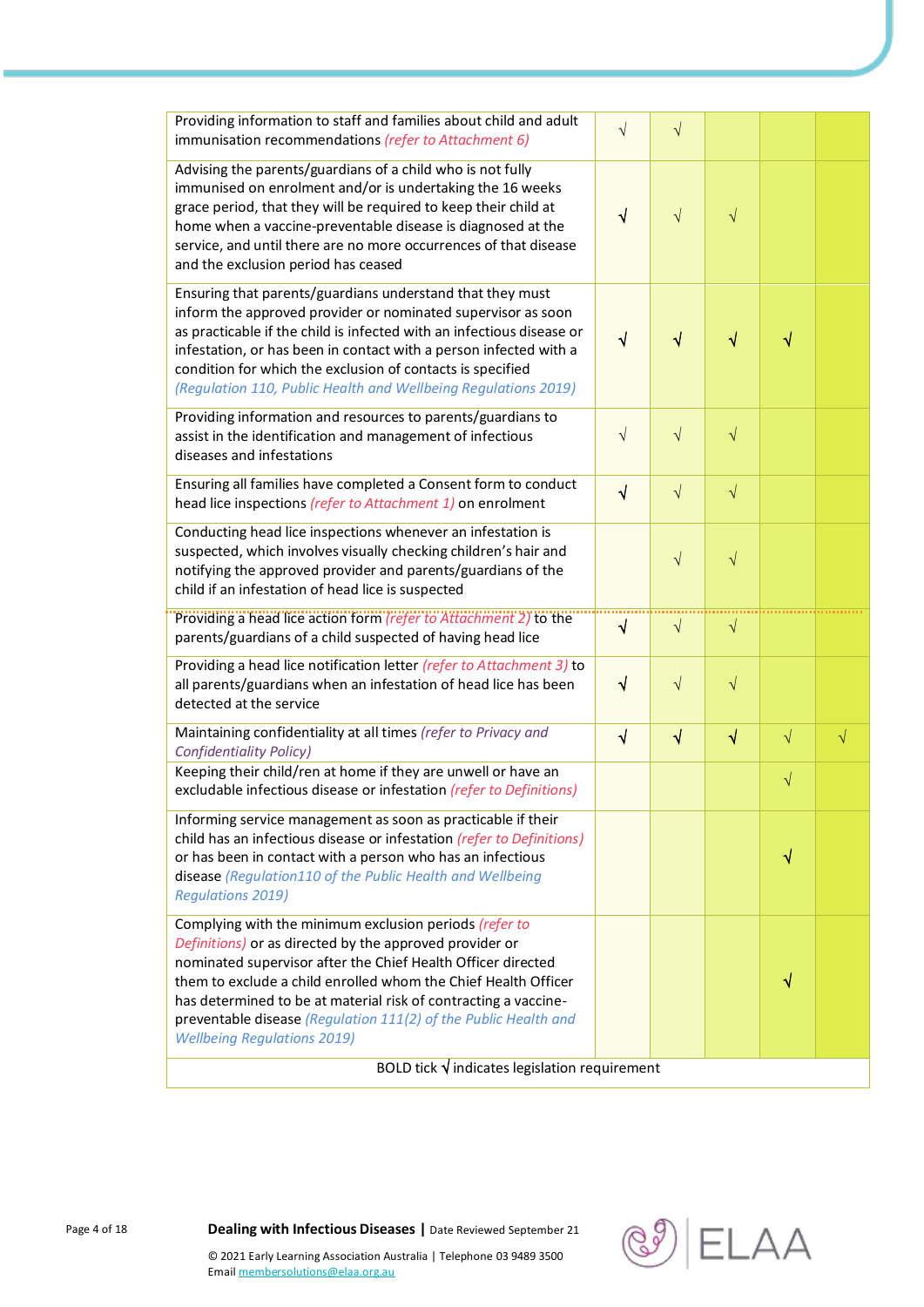| | | | | | |
|---|---|---|---|---|---|
| Providing information to staff and families about child and adult immunisation recommendations *(refer to Attachment 6)* | √ | √ | | | |
| Advising the parents/guardians of a child who is not fully immunised on enrolment and/or is undertaking the 16 weeks grace period, that they will be required to keep their child at home when a vaccine-preventable disease is diagnosed at the service, and until there are no more occurrences of that disease and the exclusion period has ceased | **√** | √ | √ | | |
| Ensuring that parents/guardians understand that they must inform the approved provider or nominated supervisor as soon as practicable if the child is infected with an infectious disease or infestation, or has been in contact with a person infected with a condition for which the exclusion of contacts is specified *(Regulation 110, Public Health and Wellbeing Regulations 2019)* | **√** | **√** | **√** | **√** | |
| Providing information and resources to parents/guardians to assist in the identification and management of infectious diseases and infestations | √ | √ | √ | | |
| Ensuring all families have completed a Consent form to conduct head lice inspections *(refer to Attachment 1)* on enrolment | **√** | √ | √ | | |
| Conducting head lice inspections whenever an infestation is suspected, which involves visually checking children's hair and notifying the approved provider and parents/guardians of the child if an infestation of head lice is suspected | | √ | √ | | |
| Providing a head lice action form *(refer to Attachment 2)* to the parents/guardians of a child suspected of having head lice | **√** | √ | √ | | |
| Providing a head lice notification letter *(refer to Attachment 3)* to all parents/guardians when an infestation of head lice has been detected at the service | **√** | √ | √ | | |
| Maintaining confidentiality at all times *(refer to Privacy and Confidentiality Policy)* | **√** | **√** | **√** | √ | √ |
| Keeping their child/ren at home if they are unwell or have an excludable infectious disease or infestation *(refer to Definitions)* | | | | √ | |
| Informing service management as soon as practicable if their child has an infectious disease or infestation *(refer to Definitions)* or has been in contact with a person who has an infectious disease *(Regulation110 of the Public Health and Wellbeing Regulations 2019)* | | | | **√** | |
| Complying with the minimum exclusion periods *(refer to Definitions)* or as directed by the approved provider or nominated supervisor after the Chief Health Officer directed them to exclude a child enrolled whom the Chief Health Officer has determined to be at material risk of contracting a vaccine-preventable disease *(Regulation 111(2) of the Public Health and Wellbeing Regulations 2019)* | | | | **√** | |

BOLD tick √ indicates legislation requirement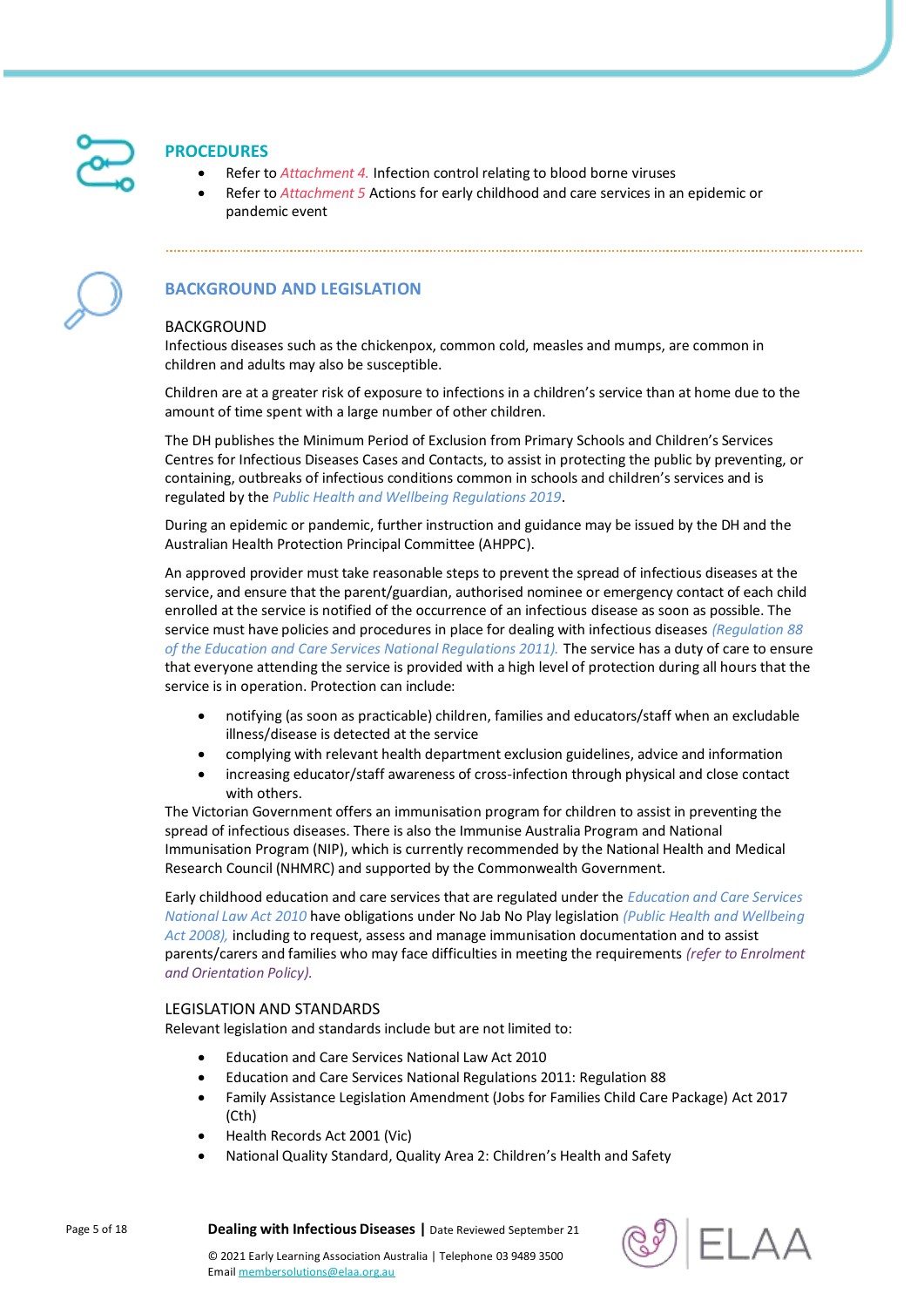## PROCEDURES

- Refer to *Attachment 4.* Infection control relating to blood borne viruses
- Refer to *Attachment 5* Actions for early childhood and care services in an epidemic or pandemic event

## BACKGROUND AND LEGISLATION

### BACKGROUND

Infectious diseases such as the chickenpox, common cold, measles and mumps, are common in children and adults may also be susceptible.

Children are at a greater risk of exposure to infections in a children's service than at home due to the amount of time spent with a large number of other children.

The DH publishes the Minimum Period of Exclusion from Primary Schools and Children's Services Centres for Infectious Diseases Cases and Contacts, to assist in protecting the public by preventing, or containing, outbreaks of infectious conditions common in schools and children's services and is regulated by the *Public Health and Wellbeing Regulations 2019*.

During an epidemic or pandemic, further instruction and guidance may be issued by the DH and the Australian Health Protection Principal Committee (AHPPC).

An approved provider must take reasonable steps to prevent the spread of infectious diseases at the service, and ensure that the parent/guardian, authorised nominee or emergency contact of each child enrolled at the service is notified of the occurrence of an infectious disease as soon as possible. The service must have policies and procedures in place for dealing with infectious diseases *(Regulation 88 of the Education and Care Services National Regulations 2011).* The service has a duty of care to ensure that everyone attending the service is provided with a high level of protection during all hours that the service is in operation. Protection can include:

- notifying (as soon as practicable) children, families and educators/staff when an excludable illness/disease is detected at the service
- complying with relevant health department exclusion guidelines, advice and information
- increasing educator/staff awareness of cross-infection through physical and close contact with others.

The Victorian Government offers an immunisation program for children to assist in preventing the spread of infectious diseases. There is also the Immunise Australia Program and National Immunisation Program (NIP), which is currently recommended by the National Health and Medical Research Council (NHMRC) and supported by the Commonwealth Government.

Early childhood education and care services that are regulated under the *Education and Care Services National Law Act 2010* have obligations under No Jab No Play legislation *(Public Health and Wellbeing Act 2008),* including to request, assess and manage immunisation documentation and to assist parents/carers and families who may face difficulties in meeting the requirements *(refer to Enrolment and Orientation Policy).*

### LEGISLATION AND STANDARDS

Relevant legislation and standards include but are not limited to:

- Education and Care Services National Law Act 2010
- Education and Care Services National Regulations 2011: Regulation 88
- Family Assistance Legislation Amendment (Jobs for Families Child Care Package) Act 2017 (Cth)
- Health Records Act 2001 (Vic)
- National Quality Standard, Quality Area 2: Children's Health and Safety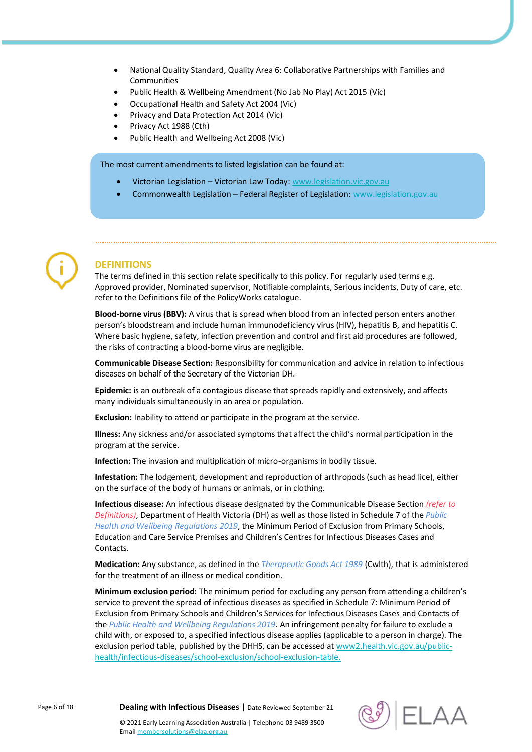- National Quality Standard, Quality Area 6: Collaborative Partnerships with Families and Communities
- Public Health & Wellbeing Amendment (No Jab No Play) Act 2015 (Vic)
- Occupational Health and Safety Act 2004 (Vic)
- Privacy and Data Protection Act 2014 (Vic)
- Privacy Act 1988 (Cth)
- Public Health and Wellbeing Act 2008 (Vic)

The most current amendments to listed legislation can be found at:

- Victorian Legislation – Victorian Law Today: www.legislation.vic.gov.au
- Commonwealth Legislation – Federal Register of Legislation: www.legislation.gov.au

## DEFINITIONS

The terms defined in this section relate specifically to this policy. For regularly used terms e.g. Approved provider, Nominated supervisor, Notifiable complaints, Serious incidents, Duty of care, etc. refer to the Definitions file of the PolicyWorks catalogue.

**Blood-borne virus (BBV):** A virus that is spread when blood from an infected person enters another person's bloodstream and include human immunodeficiency virus (HIV), hepatitis B, and hepatitis C. Where basic hygiene, safety, infection prevention and control and first aid procedures are followed, the risks of contracting a blood-borne virus are negligible.

**Communicable Disease Section:** Responsibility for communication and advice in relation to infectious diseases on behalf of the Secretary of the Victorian DH.

**Epidemic:** is an outbreak of a contagious disease that spreads rapidly and extensively, and affects many individuals simultaneously in an area or population.

**Exclusion:** Inability to attend or participate in the program at the service.

**Illness:** Any sickness and/or associated symptoms that affect the child's normal participation in the program at the service.

**Infection:** The invasion and multiplication of micro-organisms in bodily tissue.

**Infestation:** The lodgement, development and reproduction of arthropods (such as head lice), either on the surface of the body of humans or animals, or in clothing.

**Infectious disease:** An infectious disease designated by the Communicable Disease Section *(refer to Definitions)*, Department of Health Victoria (DH) as well as those listed in Schedule 7 of the *Public Health and Wellbeing Regulations 2019*, the Minimum Period of Exclusion from Primary Schools, Education and Care Service Premises and Children's Centres for Infectious Diseases Cases and Contacts.

**Medication:** Any substance, as defined in the *Therapeutic Goods Act 1989* (Cwlth), that is administered for the treatment of an illness or medical condition.

**Minimum exclusion period:** The minimum period for excluding any person from attending a children's service to prevent the spread of infectious diseases as specified in Schedule 7: Minimum Period of Exclusion from Primary Schools and Children's Services for Infectious Diseases Cases and Contacts of the *Public Health and Wellbeing Regulations 2019*. An infringement penalty for failure to exclude a child with, or exposed to, a specified infectious disease applies (applicable to a person in charge). The exclusion period table, published by the DHHS, can be accessed at www2.health.vic.gov.au/public-health/infectious-diseases/school-exclusion/school-exclusion-table.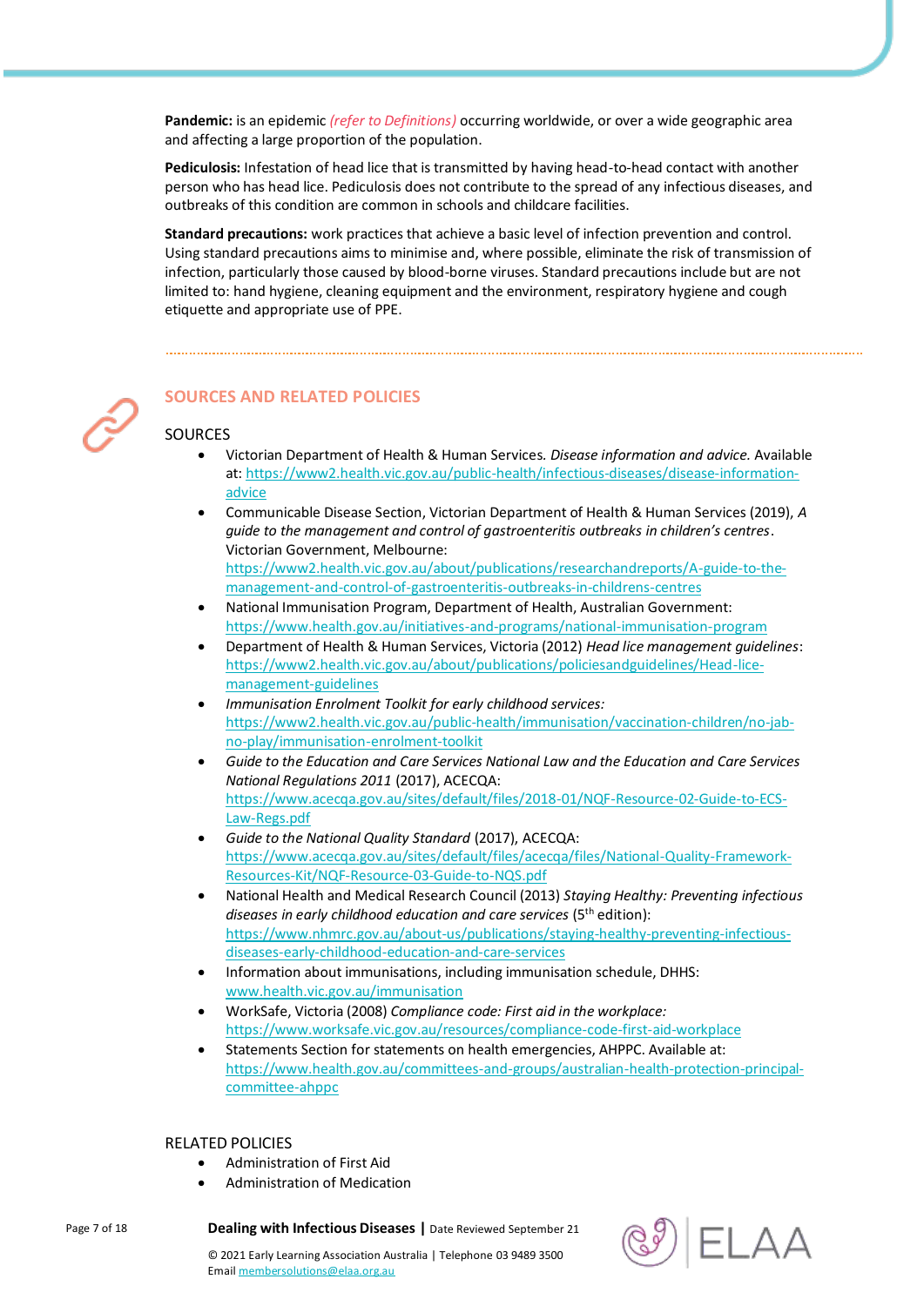**Pandemic:** is an epidemic *(refer to Definitions)* occurring worldwide, or over a wide geographic area and affecting a large proportion of the population.

**Pediculosis:** Infestation of head lice that is transmitted by having head-to-head contact with another person who has head lice. Pediculosis does not contribute to the spread of any infectious diseases, and outbreaks of this condition are common in schools and childcare facilities.

**Standard precautions:** work practices that achieve a basic level of infection prevention and control. Using standard precautions aims to minimise and, where possible, eliminate the risk of transmission of infection, particularly those caused by blood-borne viruses. Standard precautions include but are not limited to: hand hygiene, cleaning equipment and the environment, respiratory hygiene and cough etiquette and appropriate use of PPE.

## SOURCES AND RELATED POLICIES

### SOURCES

- Victorian Department of Health & Human Services. *Disease information and advice.* Available at: https://www2.health.vic.gov.au/public-health/infectious-diseases/disease-information-advice
- Communicable Disease Section, Victorian Department of Health & Human Services (2019), *A guide to the management and control of gastroenteritis outbreaks in children's centres*. Victorian Government, Melbourne: https://www2.health.vic.gov.au/about/publications/researchandreports/A-guide-to-the-management-and-control-of-gastroenteritis-outbreaks-in-childrens-centres
- National Immunisation Program, Department of Health, Australian Government: https://www.health.gov.au/initiatives-and-programs/national-immunisation-program
- Department of Health & Human Services, Victoria (2012) *Head lice management guidelines*: https://www2.health.vic.gov.au/about/publications/policiesandguidelines/Head-lice-management-guidelines
- *Immunisation Enrolment Toolkit for early childhood services:* https://www2.health.vic.gov.au/public-health/immunisation/vaccination-children/no-jab-no-play/immunisation-enrolment-toolkit
- *Guide to the Education and Care Services National Law and the Education and Care Services National Regulations 2011* (2017), ACECQA: https://www.acecqa.gov.au/sites/default/files/2018-01/NQF-Resource-02-Guide-to-ECS-Law-Regs.pdf
- *Guide to the National Quality Standard* (2017), ACECQA: https://www.acecqa.gov.au/sites/default/files/acecqa/files/National-Quality-Framework-Resources-Kit/NQF-Resource-03-Guide-to-NQS.pdf
- National Health and Medical Research Council (2013) *Staying Healthy: Preventing infectious diseases in early childhood education and care services* (5th edition): https://www.nhmrc.gov.au/about-us/publications/staying-healthy-preventing-infectious-diseases-early-childhood-education-and-care-services
- Information about immunisations, including immunisation schedule, DHHS: www.health.vic.gov.au/immunisation
- WorkSafe, Victoria (2008) *Compliance code: First aid in the workplace:* https://www.worksafe.vic.gov.au/resources/compliance-code-first-aid-workplace
- Statements Section for statements on health emergencies, AHPPC. Available at: https://www.health.gov.au/committees-and-groups/australian-health-protection-principal-committee-ahppc

### RELATED POLICIES

- Administration of First Aid
- Administration of Medication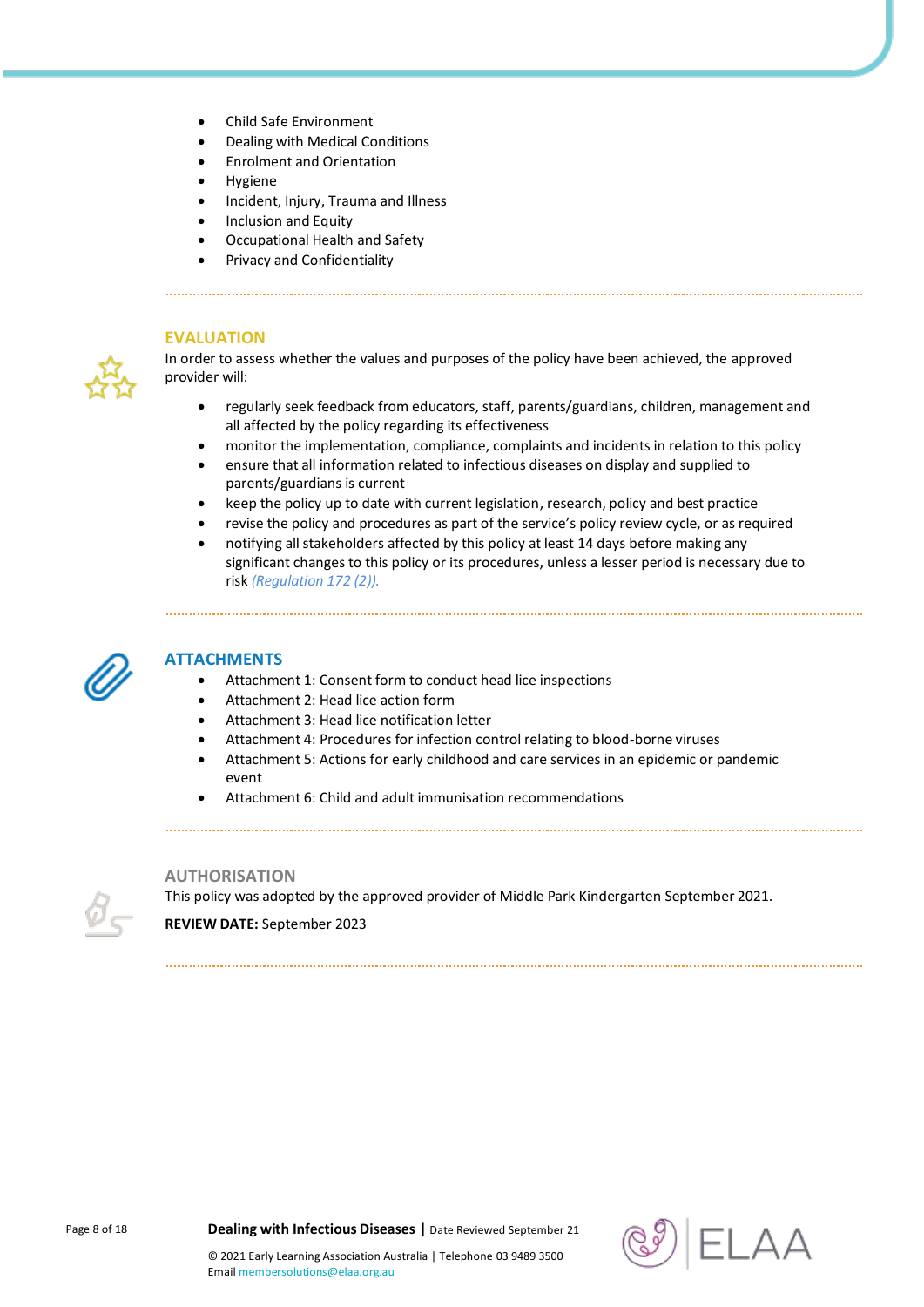- Child Safe Environment
- Dealing with Medical Conditions
- Enrolment and Orientation
- Hygiene
- Incident, Injury, Trauma and Illness
- Inclusion and Equity
- Occupational Health and Safety
- Privacy and Confidentiality

## EVALUATION

In order to assess whether the values and purposes of the policy have been achieved, the approved provider will:

- regularly seek feedback from educators, staff, parents/guardians, children, management and all affected by the policy regarding its effectiveness
- monitor the implementation, compliance, complaints and incidents in relation to this policy
- ensure that all information related to infectious diseases on display and supplied to parents/guardians is current
- keep the policy up to date with current legislation, research, policy and best practice
- revise the policy and procedures as part of the service's policy review cycle, or as required
- notifying all stakeholders affected by this policy at least 14 days before making any significant changes to this policy or its procedures, unless a lesser period is necessary due to risk *(Regulation 172 (2))*.

## ATTACHMENTS

- Attachment 1: Consent form to conduct head lice inspections
- Attachment 2: Head lice action form
- Attachment 3: Head lice notification letter
- Attachment 4: Procedures for infection control relating to blood-borne viruses
- Attachment 5: Actions for early childhood and care services in an epidemic or pandemic event
- Attachment 6: Child and adult immunisation recommendations

## AUTHORISATION

This policy was adopted by the approved provider of Middle Park Kindergarten September 2021.

**REVIEW DATE:** September 2023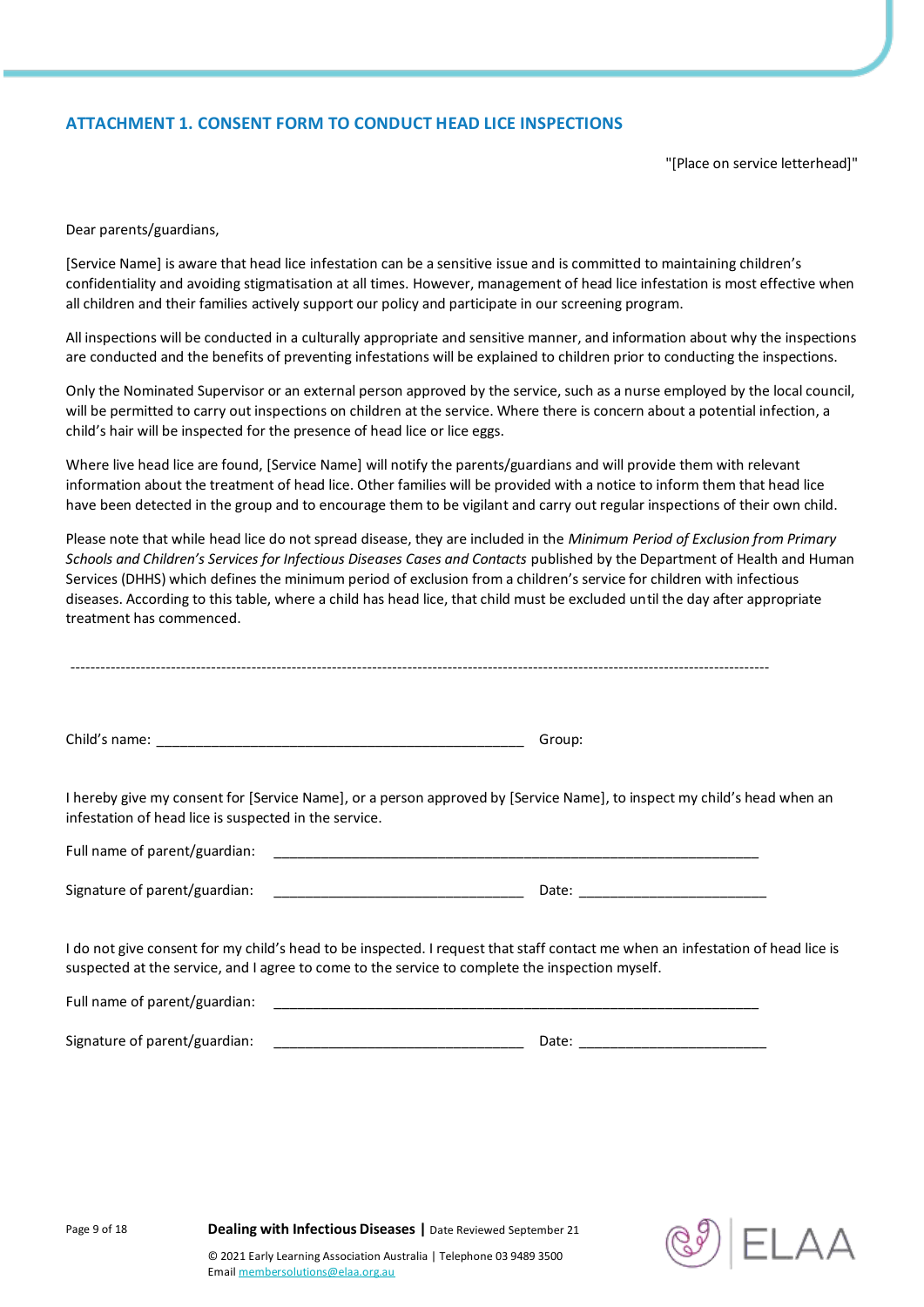## ATTACHMENT 1. CONSENT FORM TO CONDUCT HEAD LICE INSPECTIONS

"[Place on service letterhead]"

Dear parents/guardians,

[Service Name] is aware that head lice infestation can be a sensitive issue and is committed to maintaining children's confidentiality and avoiding stigmatisation at all times. However, management of head lice infestation is most effective when all children and their families actively support our policy and participate in our screening program.

All inspections will be conducted in a culturally appropriate and sensitive manner, and information about why the inspections are conducted and the benefits of preventing infestations will be explained to children prior to conducting the inspections.

Only the Nominated Supervisor or an external person approved by the service, such as a nurse employed by the local council, will be permitted to carry out inspections on children at the service. Where there is concern about a potential infection, a child's hair will be inspected for the presence of head lice or lice eggs.

Where live head lice are found, [Service Name] will notify the parents/guardians and will provide them with relevant information about the treatment of head lice. Other families will be provided with a notice to inform them that head lice have been detected in the group and to encourage them to be vigilant and carry out regular inspections of their own child.

Please note that while head lice do not spread disease, they are included in the *Minimum Period of Exclusion from Primary Schools and Children's Services for Infectious Diseases Cases and Contacts* published by the Department of Health and Human Services (DHHS) which defines the minimum period of exclusion from a children's service for children with infectious diseases. According to this table, where a child has head lice, that child must be excluded until the day after appropriate treatment has commenced.

---

Child's name: __________________________________________ Group:

I hereby give my consent for [Service Name], or a person approved by [Service Name], to inspect my child's head when an infestation of head lice is suspected in the service.

Full name of parent/guardian: ______________________________________________________

Signature of parent/guardian: ______________________________ Date: ______________________

I do not give consent for my child's head to be inspected. I request that staff contact me when an infestation of head lice is suspected at the service, and I agree to come to the service to complete the inspection myself.

Full name of parent/guardian: ______________________________________________________

Signature of parent/guardian: ______________________________ Date: ______________________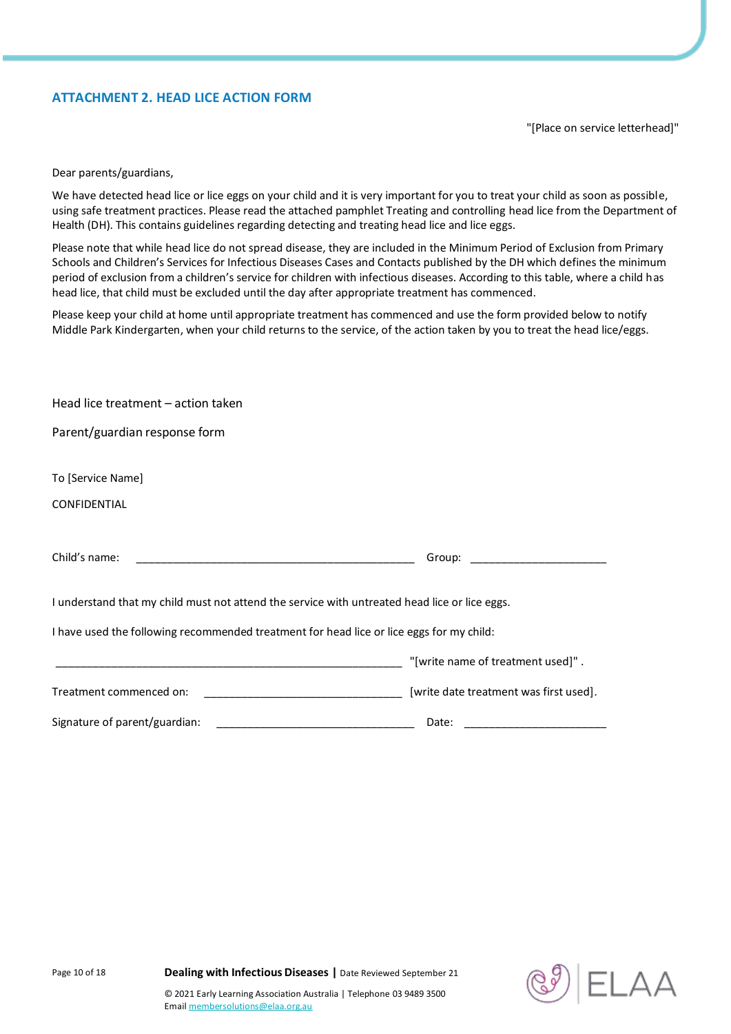## ATTACHMENT 2. HEAD LICE ACTION FORM

"[Place on service letterhead]"

Dear parents/guardians,

We have detected head lice or lice eggs on your child and it is very important for you to treat your child as soon as possible, using safe treatment practices. Please read the attached pamphlet Treating and controlling head lice from the Department of Health (DH). This contains guidelines regarding detecting and treating head lice and lice eggs.

Please note that while head lice do not spread disease, they are included in the Minimum Period of Exclusion from Primary Schools and Children's Services for Infectious Diseases Cases and Contacts published by the DH which defines the minimum period of exclusion from a children's service for children with infectious diseases. According to this table, where a child has head lice, that child must be excluded until the day after appropriate treatment has commenced.

Please keep your child at home until appropriate treatment has commenced and use the form provided below to notify Middle Park Kindergarten, when your child returns to the service, of the action taken by you to treat the head lice/eggs.

Head lice treatment – action taken

Parent/guardian response form

To [Service Name]

CONFIDENTIAL

Child's name: ______________________________________________ Group: ______________________

I understand that my child must not attend the service with untreated head lice or lice eggs.

I have used the following recommended treatment for head lice or lice eggs for my child:

_________________________________________________________ "[write name of treatment used]" .

Treatment commenced on: _________________________________ [write date treatment was first used].

Signature of parent/guardian: _________________________________ Date: _______________________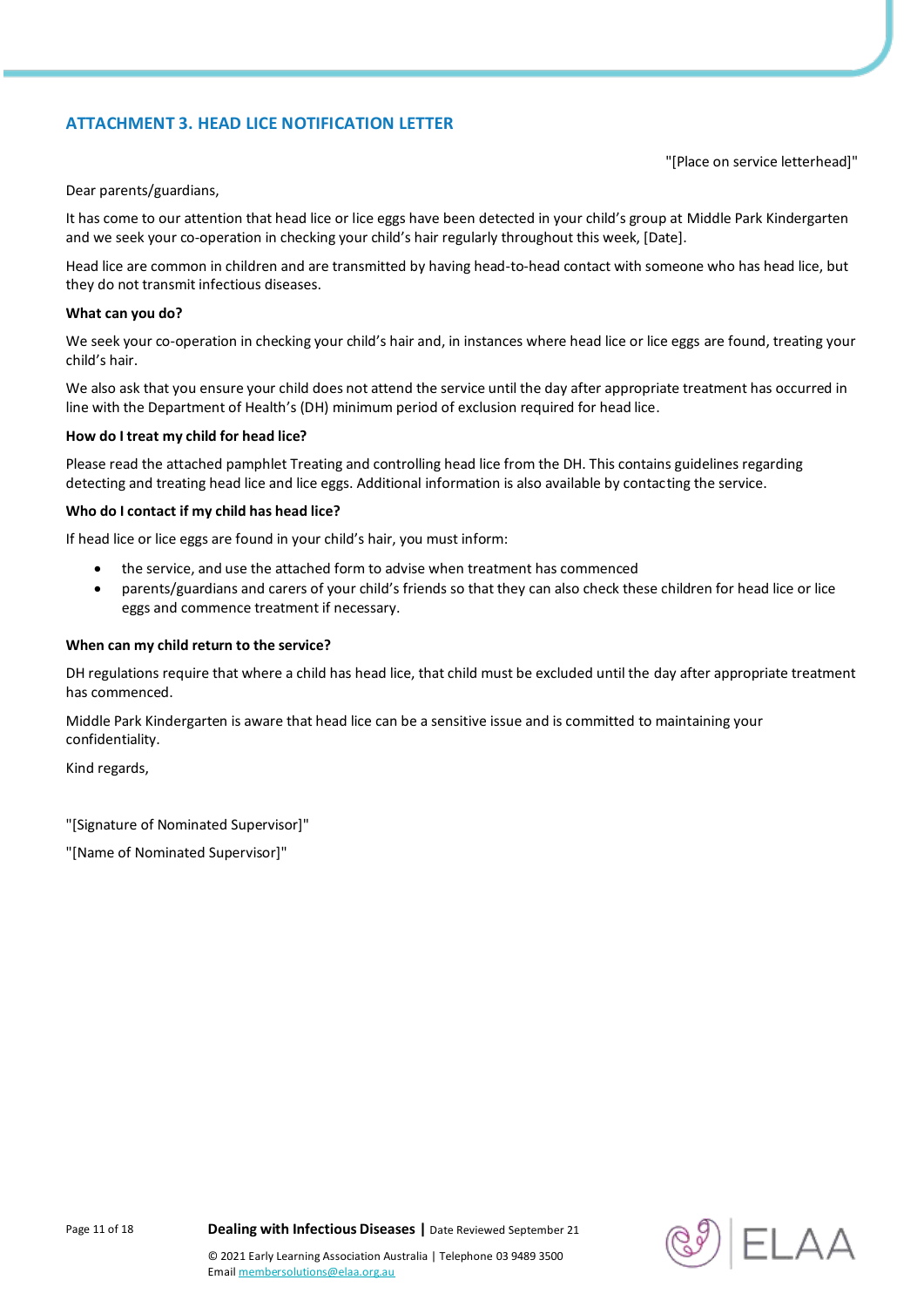## ATTACHMENT 3. HEAD LICE NOTIFICATION LETTER

"[Place on service letterhead]"

Dear parents/guardians,

It has come to our attention that head lice or lice eggs have been detected in your child's group at Middle Park Kindergarten and we seek your co-operation in checking your child's hair regularly throughout this week, [Date].

Head lice are common in children and are transmitted by having head-to-head contact with someone who has head lice, but they do not transmit infectious diseases.

**What can you do?**

We seek your co-operation in checking your child's hair and, in instances where head lice or lice eggs are found, treating your child's hair.

We also ask that you ensure your child does not attend the service until the day after appropriate treatment has occurred in line with the Department of Health's (DH) minimum period of exclusion required for head lice.

**How do I treat my child for head lice?**

Please read the attached pamphlet Treating and controlling head lice from the DH. This contains guidelines regarding detecting and treating head lice and lice eggs. Additional information is also available by contacting the service.

**Who do I contact if my child has head lice?**

If head lice or lice eggs are found in your child's hair, you must inform:

- the service, and use the attached form to advise when treatment has commenced
- parents/guardians and carers of your child's friends so that they can also check these children for head lice or lice eggs and commence treatment if necessary.

**When can my child return to the service?**

DH regulations require that where a child has head lice, that child must be excluded until the day after appropriate treatment has commenced.

Middle Park Kindergarten is aware that head lice can be a sensitive issue and is committed to maintaining your confidentiality.

Kind regards,

"[Signature of Nominated Supervisor]"

"[Name of Nominated Supervisor]"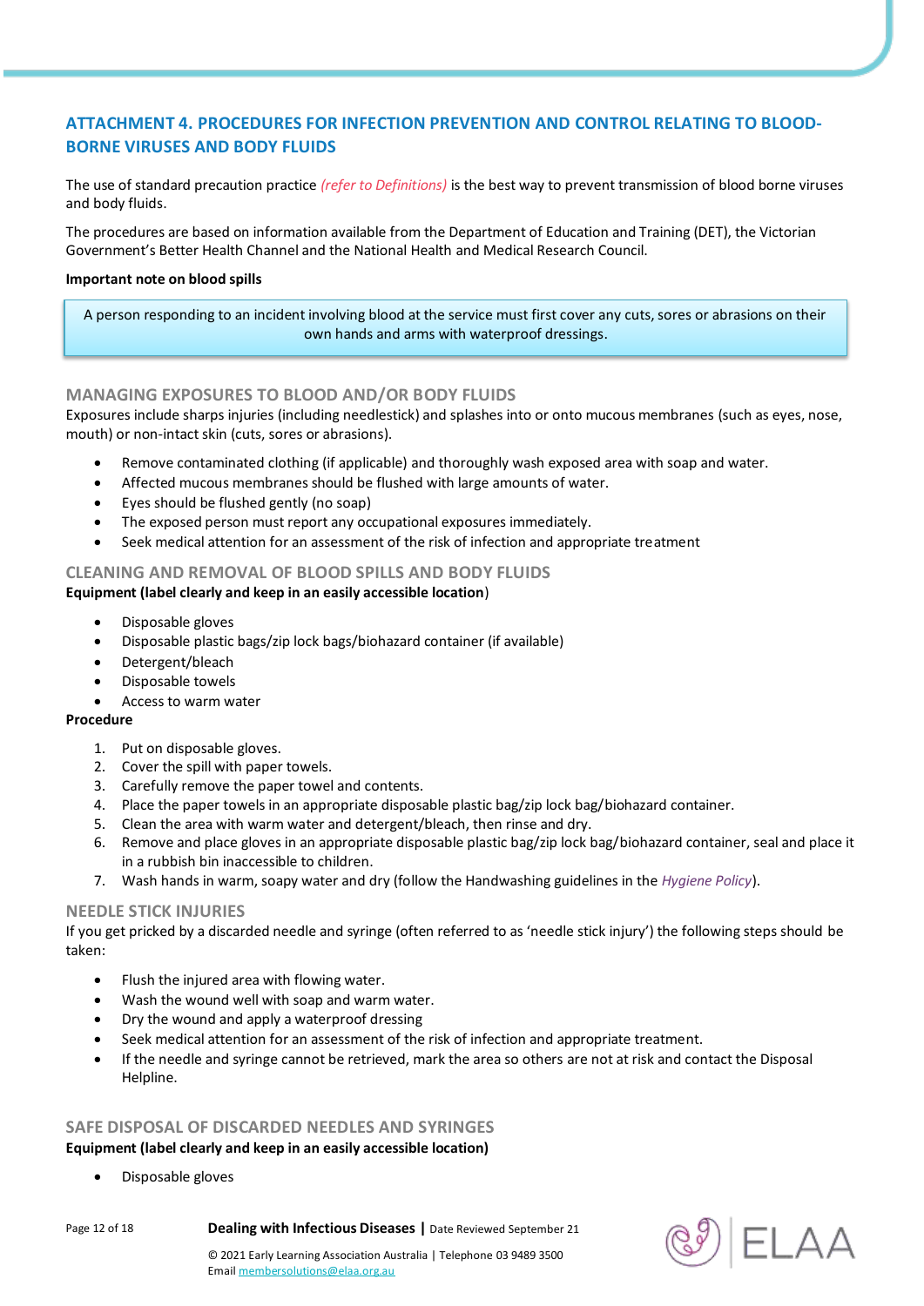## ATTACHMENT 4. PROCEDURES FOR INFECTION PREVENTION AND CONTROL RELATING TO BLOOD-BORNE VIRUSES AND BODY FLUIDS

The use of standard precaution practice *(refer to Definitions)* is the best way to prevent transmission of blood borne viruses and body fluids.

The procedures are based on information available from the Department of Education and Training (DET), the Victorian Government's Better Health Channel and the National Health and Medical Research Council.

**Important note on blood spills**

> A person responding to an incident involving blood at the service must first cover any cuts, sores or abrasions on their own hands and arms with waterproof dressings.

### MANAGING EXPOSURES TO BLOOD AND/OR BODY FLUIDS

Exposures include sharps injuries (including needlestick) and splashes into or onto mucous membranes (such as eyes, nose, mouth) or non-intact skin (cuts, sores or abrasions).

- Remove contaminated clothing (if applicable) and thoroughly wash exposed area with soap and water.
- Affected mucous membranes should be flushed with large amounts of water.
- Eyes should be flushed gently (no soap)
- The exposed person must report any occupational exposures immediately.
- Seek medical attention for an assessment of the risk of infection and appropriate treatment

### CLEANING AND REMOVAL OF BLOOD SPILLS AND BODY FLUIDS

**Equipment (label clearly and keep in an easily accessible location**)

- Disposable gloves
- Disposable plastic bags/zip lock bags/biohazard container (if available)
- Detergent/bleach
- Disposable towels
- Access to warm water

**Procedure**

1. Put on disposable gloves.
2. Cover the spill with paper towels.
3. Carefully remove the paper towel and contents.
4. Place the paper towels in an appropriate disposable plastic bag/zip lock bag/biohazard container.
5. Clean the area with warm water and detergent/bleach, then rinse and dry.
6. Remove and place gloves in an appropriate disposable plastic bag/zip lock bag/biohazard container, seal and place it in a rubbish bin inaccessible to children.
7. Wash hands in warm, soapy water and dry (follow the Handwashing guidelines in the *Hygiene Policy*).

### NEEDLE STICK INJURIES

If you get pricked by a discarded needle and syringe (often referred to as 'needle stick injury') the following steps should be taken:

- Flush the injured area with flowing water.
- Wash the wound well with soap and warm water.
- Dry the wound and apply a waterproof dressing
- Seek medical attention for an assessment of the risk of infection and appropriate treatment.
- If the needle and syringe cannot be retrieved, mark the area so others are not at risk and contact the Disposal Helpline.

### SAFE DISPOSAL OF DISCARDED NEEDLES AND SYRINGES

**Equipment (label clearly and keep in an easily accessible location)**

- Disposable gloves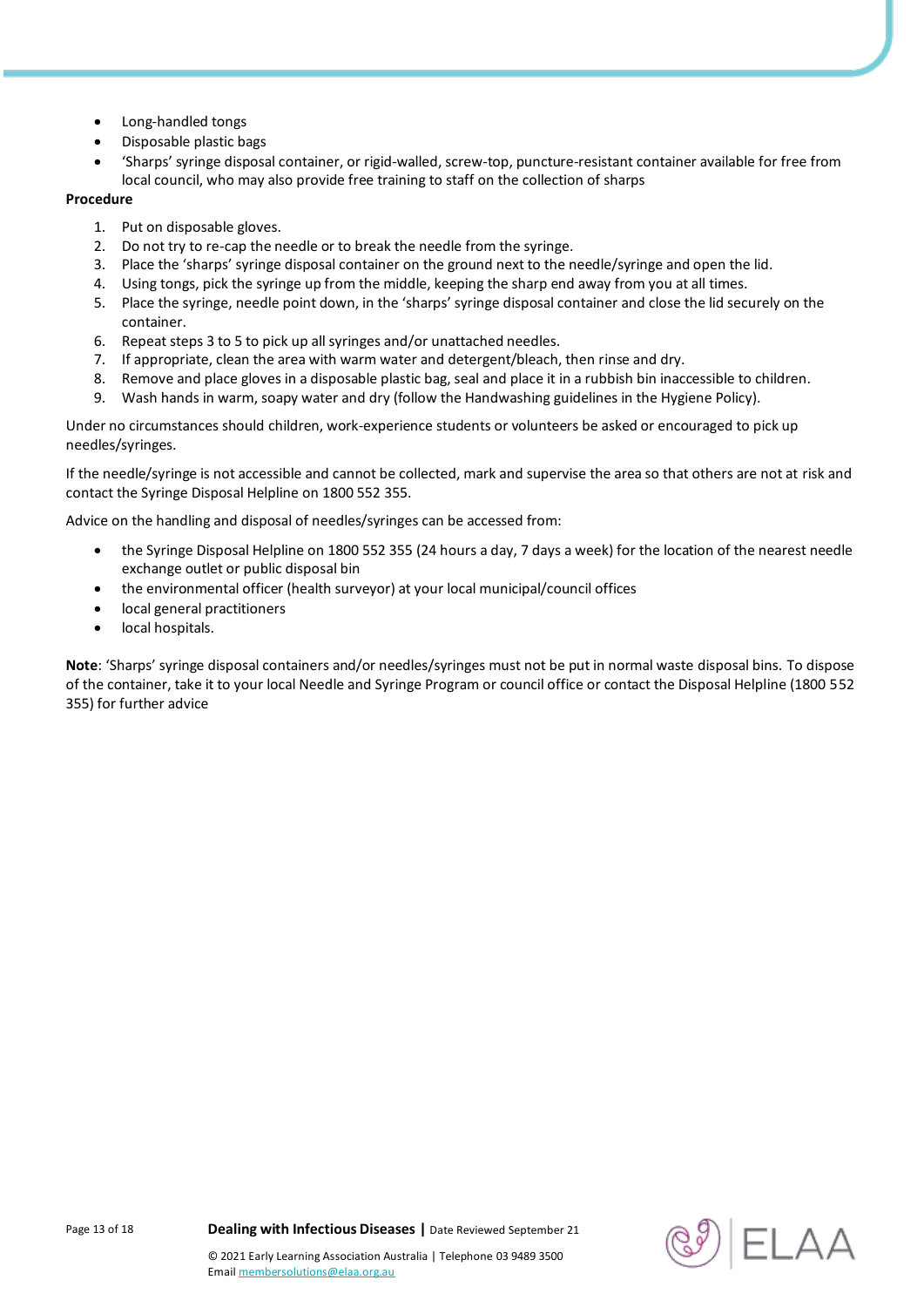- Long-handled tongs
- Disposable plastic bags
- 'Sharps' syringe disposal container, or rigid-walled, screw-top, puncture-resistant container available for free from local council, who may also provide free training to staff on the collection of sharps

**Procedure**

1. Put on disposable gloves.
2. Do not try to re-cap the needle or to break the needle from the syringe.
3. Place the 'sharps' syringe disposal container on the ground next to the needle/syringe and open the lid.
4. Using tongs, pick the syringe up from the middle, keeping the sharp end away from you at all times.
5. Place the syringe, needle point down, in the 'sharps' syringe disposal container and close the lid securely on the container.
6. Repeat steps 3 to 5 to pick up all syringes and/or unattached needles.
7. If appropriate, clean the area with warm water and detergent/bleach, then rinse and dry.
8. Remove and place gloves in a disposable plastic bag, seal and place it in a rubbish bin inaccessible to children.
9. Wash hands in warm, soapy water and dry (follow the Handwashing guidelines in the Hygiene Policy).

Under no circumstances should children, work-experience students or volunteers be asked or encouraged to pick up needles/syringes.

If the needle/syringe is not accessible and cannot be collected, mark and supervise the area so that others are not at risk and contact the Syringe Disposal Helpline on 1800 552 355.

Advice on the handling and disposal of needles/syringes can be accessed from:

- the Syringe Disposal Helpline on 1800 552 355 (24 hours a day, 7 days a week) for the location of the nearest needle exchange outlet or public disposal bin
- the environmental officer (health surveyor) at your local municipal/council offices
- local general practitioners
- local hospitals.

**Note**: 'Sharps' syringe disposal containers and/or needles/syringes must not be put in normal waste disposal bins. To dispose of the container, take it to your local Needle and Syringe Program or council office or contact the Disposal Helpline (1800 552 355) for further advice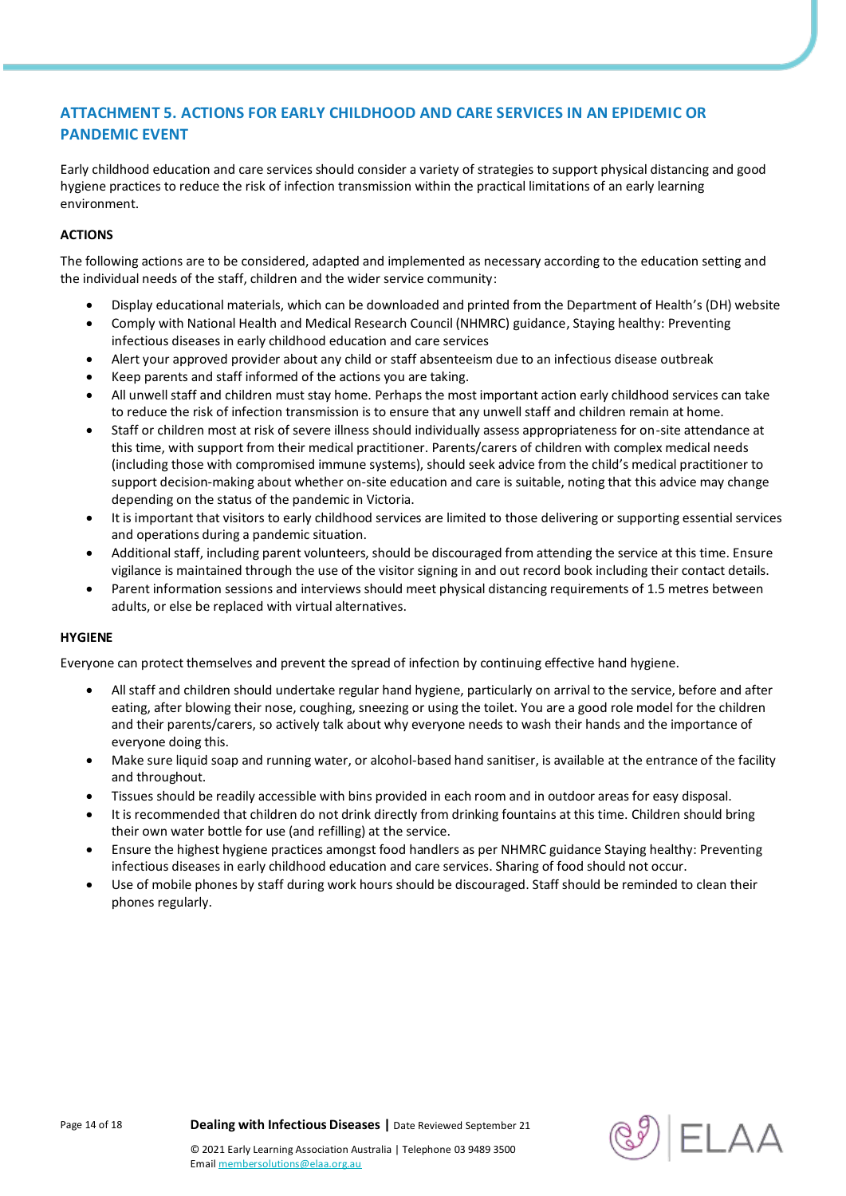## ATTACHMENT 5. ACTIONS FOR EARLY CHILDHOOD AND CARE SERVICES IN AN EPIDEMIC OR PANDEMIC EVENT

Early childhood education and care services should consider a variety of strategies to support physical distancing and good hygiene practices to reduce the risk of infection transmission within the practical limitations of an early learning environment.

### ACTIONS

The following actions are to be considered, adapted and implemented as necessary according to the education setting and the individual needs of the staff, children and the wider service community:

- Display educational materials, which can be downloaded and printed from the Department of Health's (DH) website
- Comply with National Health and Medical Research Council (NHMRC) guidance, Staying healthy: Preventing infectious diseases in early childhood education and care services
- Alert your approved provider about any child or staff absenteeism due to an infectious disease outbreak
- Keep parents and staff informed of the actions you are taking.
- All unwell staff and children must stay home. Perhaps the most important action early childhood services can take to reduce the risk of infection transmission is to ensure that any unwell staff and children remain at home.
- Staff or children most at risk of severe illness should individually assess appropriateness for on-site attendance at this time, with support from their medical practitioner. Parents/carers of children with complex medical needs (including those with compromised immune systems), should seek advice from the child's medical practitioner to support decision-making about whether on-site education and care is suitable, noting that this advice may change depending on the status of the pandemic in Victoria.
- It is important that visitors to early childhood services are limited to those delivering or supporting essential services and operations during a pandemic situation.
- Additional staff, including parent volunteers, should be discouraged from attending the service at this time. Ensure vigilance is maintained through the use of the visitor signing in and out record book including their contact details.
- Parent information sessions and interviews should meet physical distancing requirements of 1.5 metres between adults, or else be replaced with virtual alternatives.

### HYGIENE

Everyone can protect themselves and prevent the spread of infection by continuing effective hand hygiene.

- All staff and children should undertake regular hand hygiene, particularly on arrival to the service, before and after eating, after blowing their nose, coughing, sneezing or using the toilet. You are a good role model for the children and their parents/carers, so actively talk about why everyone needs to wash their hands and the importance of everyone doing this.
- Make sure liquid soap and running water, or alcohol-based hand sanitiser, is available at the entrance of the facility and throughout.
- Tissues should be readily accessible with bins provided in each room and in outdoor areas for easy disposal.
- It is recommended that children do not drink directly from drinking fountains at this time. Children should bring their own water bottle for use (and refilling) at the service.
- Ensure the highest hygiene practices amongst food handlers as per NHMRC guidance Staying healthy: Preventing infectious diseases in early childhood education and care services. Sharing of food should not occur.
- Use of mobile phones by staff during work hours should be discouraged. Staff should be reminded to clean their phones regularly.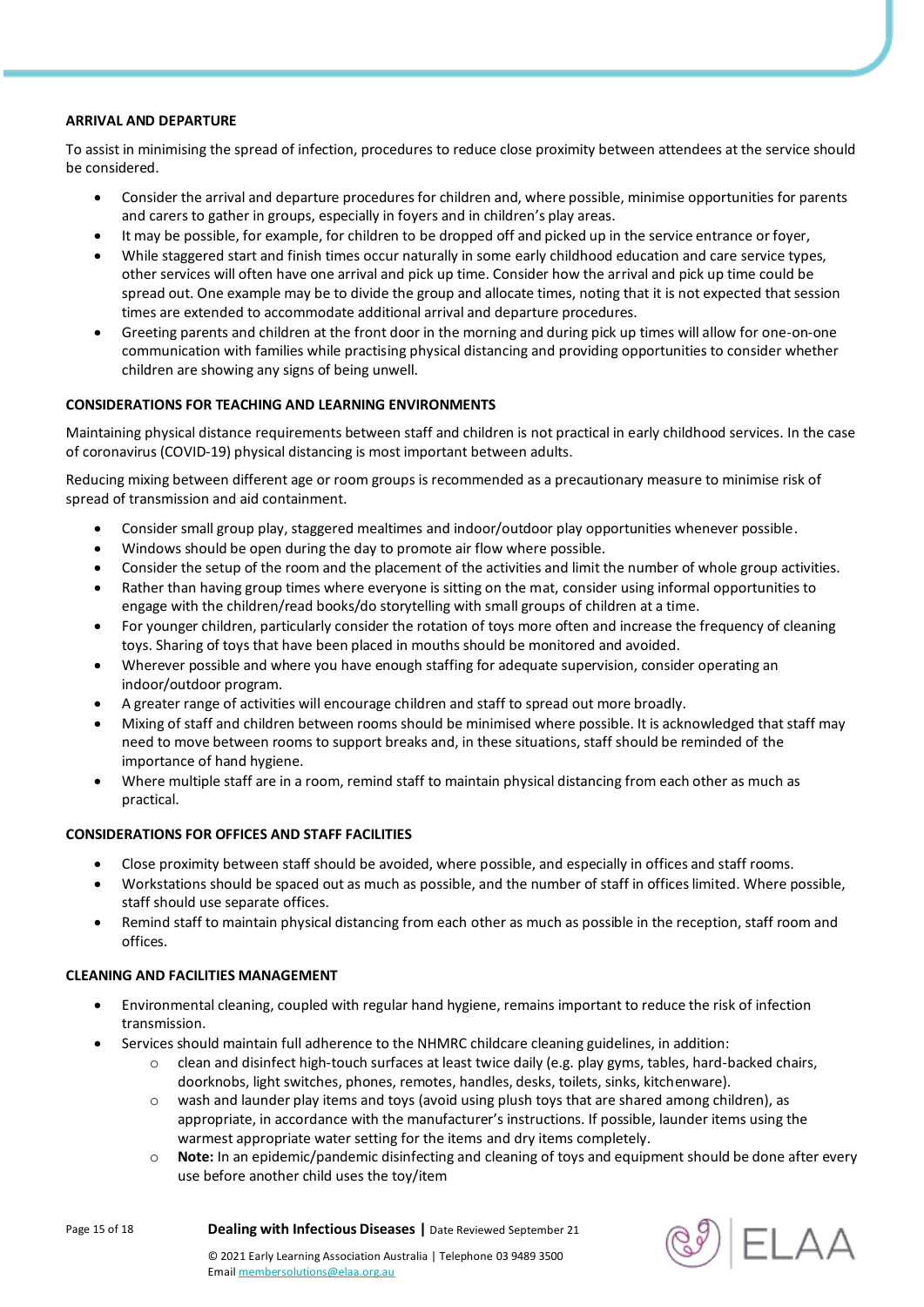**ARRIVAL AND DEPARTURE**

To assist in minimising the spread of infection, procedures to reduce close proximity between attendees at the service should be considered.

- Consider the arrival and departure procedures for children and, where possible, minimise opportunities for parents and carers to gather in groups, especially in foyers and in children's play areas.
- It may be possible, for example, for children to be dropped off and picked up in the service entrance or foyer,
- While staggered start and finish times occur naturally in some early childhood education and care service types, other services will often have one arrival and pick up time. Consider how the arrival and pick up time could be spread out. One example may be to divide the group and allocate times, noting that it is not expected that session times are extended to accommodate additional arrival and departure procedures.
- Greeting parents and children at the front door in the morning and during pick up times will allow for one-on-one communication with families while practising physical distancing and providing opportunities to consider whether children are showing any signs of being unwell.

**CONSIDERATIONS FOR TEACHING AND LEARNING ENVIRONMENTS**

Maintaining physical distance requirements between staff and children is not practical in early childhood services. In the case of coronavirus (COVID-19) physical distancing is most important between adults.

Reducing mixing between different age or room groups is recommended as a precautionary measure to minimise risk of spread of transmission and aid containment.

- Consider small group play, staggered mealtimes and indoor/outdoor play opportunities whenever possible.
- Windows should be open during the day to promote air flow where possible.
- Consider the setup of the room and the placement of the activities and limit the number of whole group activities.
- Rather than having group times where everyone is sitting on the mat, consider using informal opportunities to engage with the children/read books/do storytelling with small groups of children at a time.
- For younger children, particularly consider the rotation of toys more often and increase the frequency of cleaning toys. Sharing of toys that have been placed in mouths should be monitored and avoided.
- Wherever possible and where you have enough staffing for adequate supervision, consider operating an indoor/outdoor program.
- A greater range of activities will encourage children and staff to spread out more broadly.
- Mixing of staff and children between rooms should be minimised where possible. It is acknowledged that staff may need to move between rooms to support breaks and, in these situations, staff should be reminded of the importance of hand hygiene.
- Where multiple staff are in a room, remind staff to maintain physical distancing from each other as much as practical.

**CONSIDERATIONS FOR OFFICES AND STAFF FACILITIES**

- Close proximity between staff should be avoided, where possible, and especially in offices and staff rooms.
- Workstations should be spaced out as much as possible, and the number of staff in offices limited. Where possible, staff should use separate offices.
- Remind staff to maintain physical distancing from each other as much as possible in the reception, staff room and offices.

**CLEANING AND FACILITIES MANAGEMENT**

- Environmental cleaning, coupled with regular hand hygiene, remains important to reduce the risk of infection transmission.
- Services should maintain full adherence to the NHMRC childcare cleaning guidelines, in addition:
  - clean and disinfect high-touch surfaces at least twice daily (e.g. play gyms, tables, hard-backed chairs, doorknobs, light switches, phones, remotes, handles, desks, toilets, sinks, kitchenware).
  - wash and launder play items and toys (avoid using plush toys that are shared among children), as appropriate, in accordance with the manufacturer's instructions. If possible, launder items using the warmest appropriate water setting for the items and dry items completely.
  - **Note:** In an epidemic/pandemic disinfecting and cleaning of toys and equipment should be done after every use before another child uses the toy/item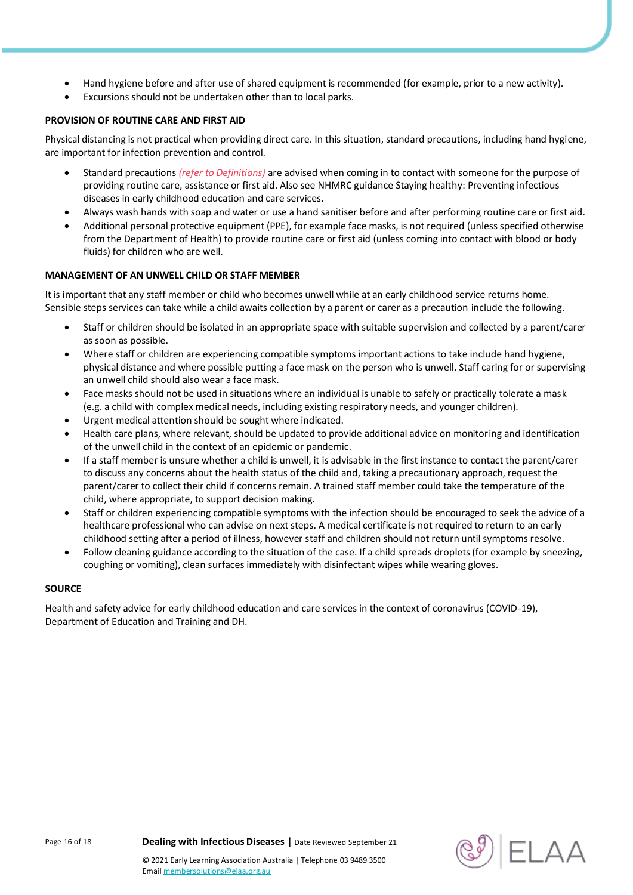- Hand hygiene before and after use of shared equipment is recommended (for example, prior to a new activity).
- Excursions should not be undertaken other than to local parks.

**PROVISION OF ROUTINE CARE AND FIRST AID**

Physical distancing is not practical when providing direct care. In this situation, standard precautions, including hand hygiene, are important for infection prevention and control.

- Standard precautions *(refer to Definitions)* are advised when coming in to contact with someone for the purpose of providing routine care, assistance or first aid. Also see NHMRC guidance Staying healthy: Preventing infectious diseases in early childhood education and care services.
- Always wash hands with soap and water or use a hand sanitiser before and after performing routine care or first aid.
- Additional personal protective equipment (PPE), for example face masks, is not required (unless specified otherwise from the Department of Health) to provide routine care or first aid (unless coming into contact with blood or body fluids) for children who are well.

**MANAGEMENT OF AN UNWELL CHILD OR STAFF MEMBER**

It is important that any staff member or child who becomes unwell while at an early childhood service returns home. Sensible steps services can take while a child awaits collection by a parent or carer as a precaution include the following.

- Staff or children should be isolated in an appropriate space with suitable supervision and collected by a parent/carer as soon as possible.
- Where staff or children are experiencing compatible symptoms important actions to take include hand hygiene, physical distance and where possible putting a face mask on the person who is unwell. Staff caring for or supervising an unwell child should also wear a face mask.
- Face masks should not be used in situations where an individual is unable to safely or practically tolerate a mask (e.g. a child with complex medical needs, including existing respiratory needs, and younger children).
- Urgent medical attention should be sought where indicated.
- Health care plans, where relevant, should be updated to provide additional advice on monitoring and identification of the unwell child in the context of an epidemic or pandemic.
- If a staff member is unsure whether a child is unwell, it is advisable in the first instance to contact the parent/carer to discuss any concerns about the health status of the child and, taking a precautionary approach, request the parent/carer to collect their child if concerns remain. A trained staff member could take the temperature of the child, where appropriate, to support decision making.
- Staff or children experiencing compatible symptoms with the infection should be encouraged to seek the advice of a healthcare professional who can advise on next steps. A medical certificate is not required to return to an early childhood setting after a period of illness, however staff and children should not return until symptoms resolve.
- Follow cleaning guidance according to the situation of the case. If a child spreads droplets (for example by sneezing, coughing or vomiting), clean surfaces immediately with disinfectant wipes while wearing gloves.

**SOURCE**

Health and safety advice for early childhood education and care services in the context of coronavirus (COVID-19), Department of Education and Training and DH.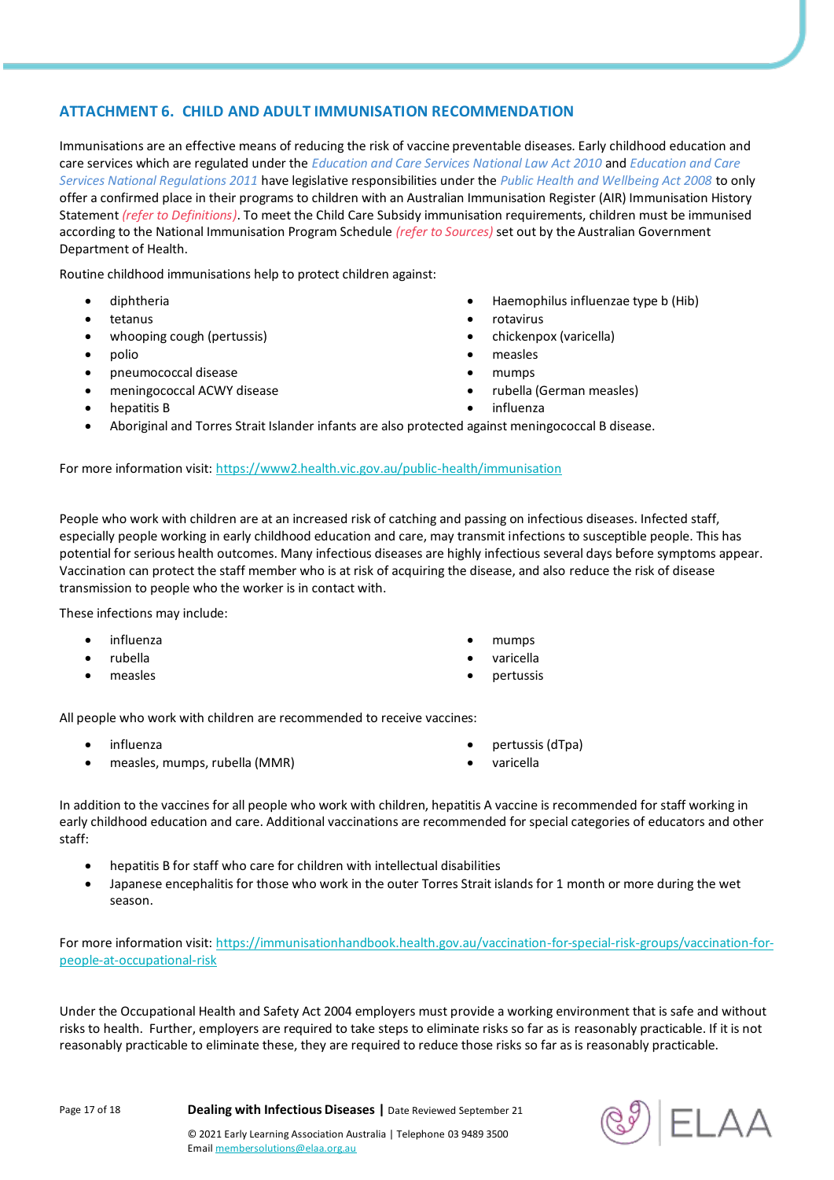## ATTACHMENT 6. CHILD AND ADULT IMMUNISATION RECOMMENDATION

Immunisations are an effective means of reducing the risk of vaccine preventable diseases. Early childhood education and care services which are regulated under the *Education and Care Services National Law Act 2010* and *Education and Care Services National Regulations 2011* have legislative responsibilities under the *Public Health and Wellbeing Act 2008* to only offer a confirmed place in their programs to children with an Australian Immunisation Register (AIR) Immunisation History Statement *(refer to Definitions)*. To meet the Child Care Subsidy immunisation requirements, children must be immunised according to the National Immunisation Program Schedule *(refer to Sources)* set out by the Australian Government Department of Health.

Routine childhood immunisations help to protect children against:

- diphtheria
- tetanus
- whooping cough (pertussis)
- polio
- pneumococcal disease
- meningococcal ACWY disease
- hepatitis B
- Haemophilus influenzae type b (Hib)
- rotavirus
- chickenpox (varicella)
- measles
- mumps
- rubella (German measles)
- influenza
- Aboriginal and Torres Strait Islander infants are also protected against meningococcal B disease.

For more information visit: https://www2.health.vic.gov.au/public-health/immunisation

People who work with children are at an increased risk of catching and passing on infectious diseases. Infected staff, especially people working in early childhood education and care, may transmit infections to susceptible people. This has potential for serious health outcomes. Many infectious diseases are highly infectious several days before symptoms appear. Vaccination can protect the staff member who is at risk of acquiring the disease, and also reduce the risk of disease transmission to people who the worker is in contact with.

These infections may include:

- influenza
- rubella
- measles
- mumps
- varicella
- pertussis

All people who work with children are recommended to receive vaccines:

- influenza
- measles, mumps, rubella (MMR)
- pertussis (dTpa)
- varicella

In addition to the vaccines for all people who work with children, hepatitis A vaccine is recommended for staff working in early childhood education and care. Additional vaccinations are recommended for special categories of educators and other staff:

- hepatitis B for staff who care for children with intellectual disabilities
- Japanese encephalitis for those who work in the outer Torres Strait islands for 1 month or more during the wet season.

For more information visit: https://immunisationhandbook.health.gov.au/vaccination-for-special-risk-groups/vaccination-for-people-at-occupational-risk

Under the Occupational Health and Safety Act 2004 employers must provide a working environment that is safe and without risks to health. Further, employers are required to take steps to eliminate risks so far as is reasonably practicable. If it is not reasonably practicable to eliminate these, they are required to reduce those risks so far as is reasonably practicable.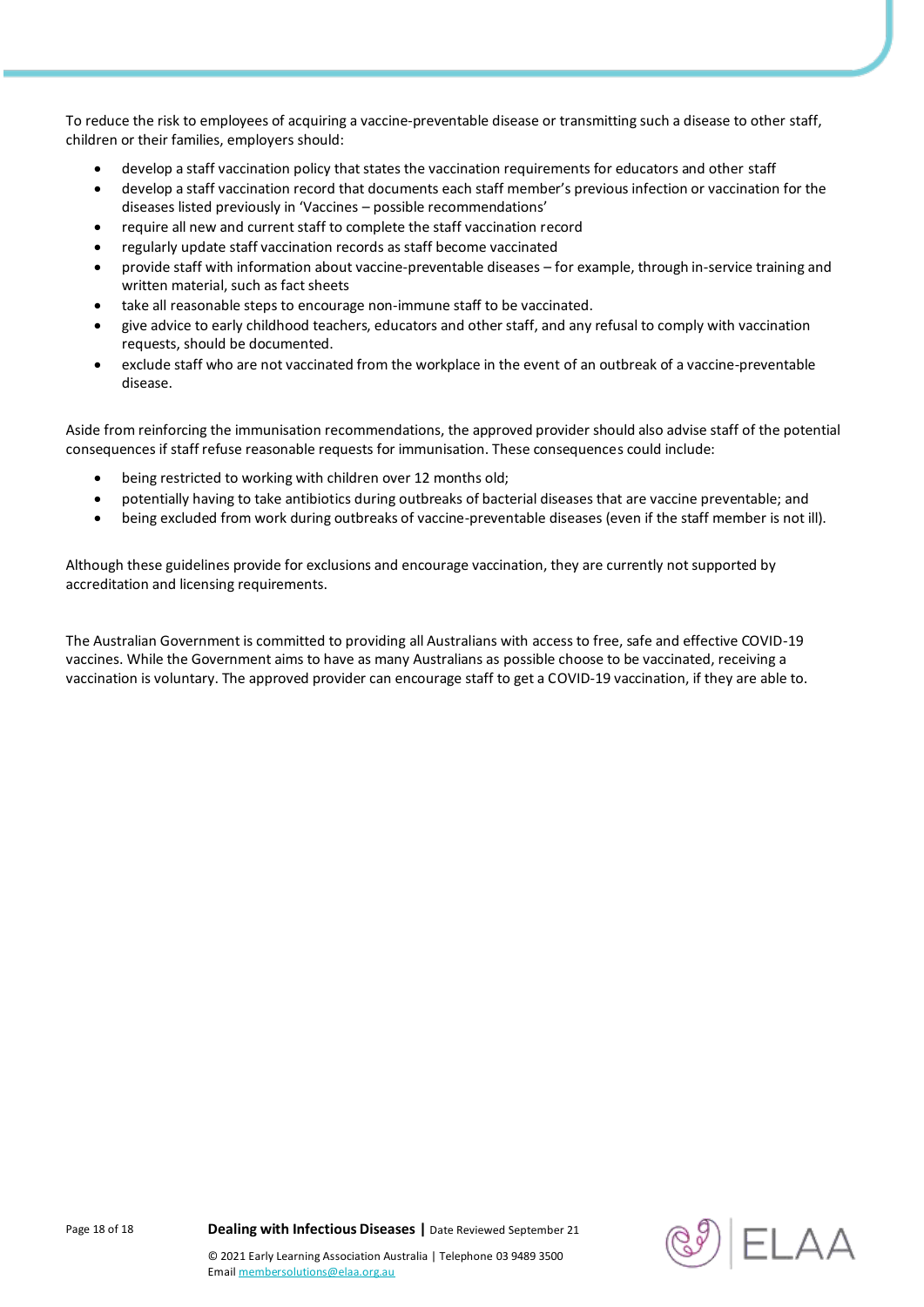To reduce the risk to employees of acquiring a vaccine-preventable disease or transmitting such a disease to other staff, children or their families, employers should:

- develop a staff vaccination policy that states the vaccination requirements for educators and other staff
- develop a staff vaccination record that documents each staff member's previous infection or vaccination for the diseases listed previously in 'Vaccines – possible recommendations'
- require all new and current staff to complete the staff vaccination record
- regularly update staff vaccination records as staff become vaccinated
- provide staff with information about vaccine-preventable diseases – for example, through in-service training and written material, such as fact sheets
- take all reasonable steps to encourage non-immune staff to be vaccinated.
- give advice to early childhood teachers, educators and other staff, and any refusal to comply with vaccination requests, should be documented.
- exclude staff who are not vaccinated from the workplace in the event of an outbreak of a vaccine-preventable disease.

Aside from reinforcing the immunisation recommendations, the approved provider should also advise staff of the potential consequences if staff refuse reasonable requests for immunisation. These consequences could include:

- being restricted to working with children over 12 months old;
- potentially having to take antibiotics during outbreaks of bacterial diseases that are vaccine preventable; and
- being excluded from work during outbreaks of vaccine-preventable diseases (even if the staff member is not ill).

Although these guidelines provide for exclusions and encourage vaccination, they are currently not supported by accreditation and licensing requirements.

The Australian Government is committed to providing all Australians with access to free, safe and effective COVID-19 vaccines. While the Government aims to have as many Australians as possible choose to be vaccinated, receiving a vaccination is voluntary. The approved provider can encourage staff to get a COVID-19 vaccination, if they are able to.